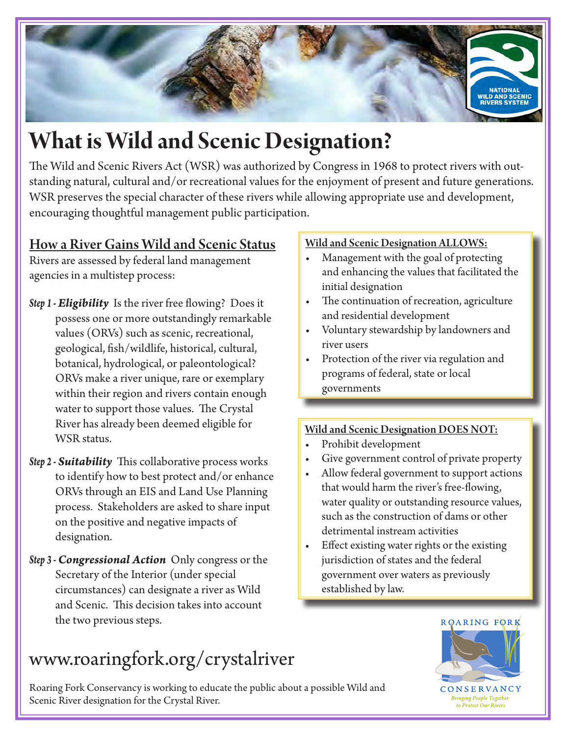NATIONAL WILD AND SCENIC RIVERS SYSTEM

# What is Wild and Scenic Designation?

The Wild and Scenic Rivers Act (WSR) was authorized by Congress in 1968 to protect rivers with outstanding natural, cultural and/or recreational values for the enjoyment of present and future generations. WSR preserves the special character of these rivers while allowing appropriate use and development, encouraging thoughtful management public participation.

## How a River Gains Wild and Scenic Status

Rivers are assessed by federal land management agencies in a multistep process:

***Step 1 - Eligibility*** Is the river free flowing? Does it possess one or more outstandingly remarkable values (ORVs) such as scenic, recreational, geological, fish/wildlife, historical, cultural, botanical, hydrological, or paleontological? ORVs make a river unique, rare or exemplary within their region and rivers contain enough water to support those values. The Crystal River has already been deemed eligible for WSR status.

***Step 2 - Suitability*** This collaborative process works to identify how to best protect and/or enhance ORVs through an EIS and Land Use Planning process. Stakeholders are asked to share input on the positive and negative impacts of designation.

***Step 3 - Congressional Action*** Only congress or the Secretary of the Interior (under special circumstances) can designate a river as Wild and Scenic. This decision takes into account the two previous steps.

### Wild and Scenic Designation ALLOWS:

- Management with the goal of protecting and enhancing the values that facilitated the initial designation
- The continuation of recreation, agriculture and residential development
- Voluntary stewardship by landowners and river users
- Protection of the river via regulation and programs of federal, state or local governments

### Wild and Scenic Designation DOES NOT:

- Prohibit development
- Give government control of private property
- Allow federal government to support actions that would harm the river's free-flowing, water quality or outstanding resource values, such as the construction of dams or other detrimental instream activities
- Effect existing water rights or the existing jurisdiction of states and the federal government over waters as previously established by law.

## www.roaringfork.org/crystalriver

Roaring Fork Conservancy is working to educate the public about a possible Wild and Scenic River designation for the Crystal River.

ROARING FORK CONSERVANCY
*Bringing People Together to Protect Our Rivers*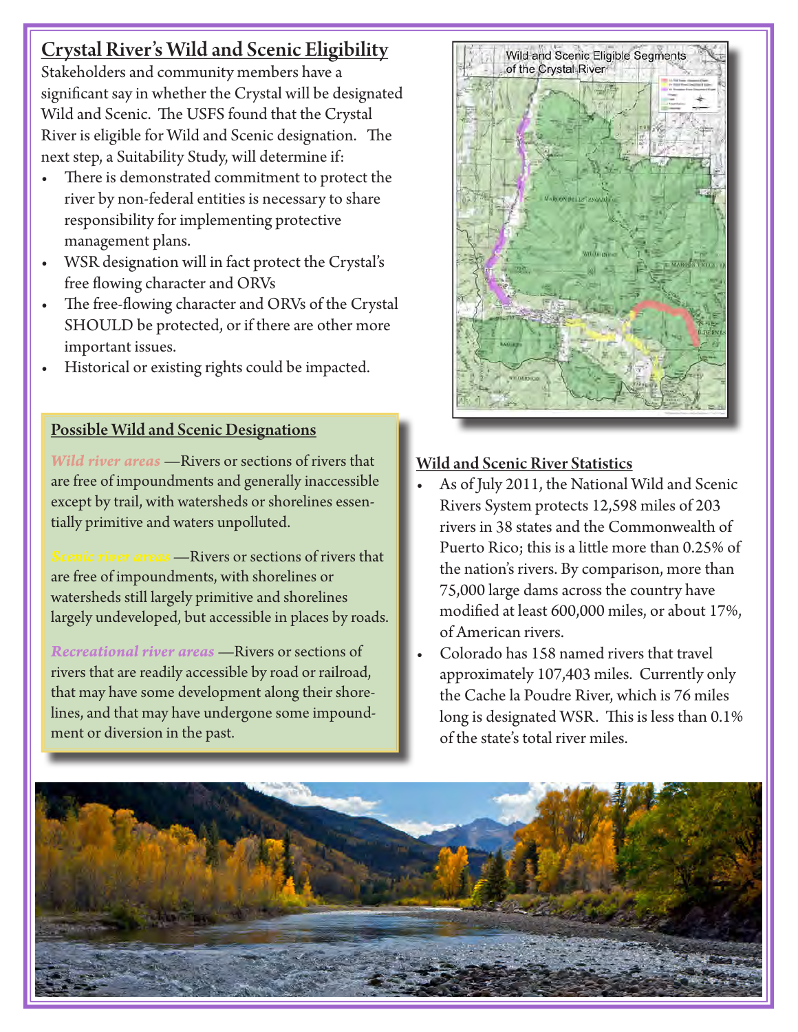## Crystal River's Wild and Scenic Eligibility

Stakeholders and community members have a significant say in whether the Crystal will be designated Wild and Scenic. The USFS found that the Crystal River is eligible for Wild and Scenic designation. The next step, a Suitability Study, will determine if:

- There is demonstrated commitment to protect the river by non-federal entities is necessary to share responsibility for implementing protective management plans.
- WSR designation will in fact protect the Crystal's free flowing character and ORVs
- The free-flowing character and ORVs of the Crystal SHOULD be protected, or if there are other more important issues.
- Historical or existing rights could be impacted.

Wild and Scenic Eligible Segments of the Crystal River

### Possible Wild and Scenic Designations

*Wild river areas* —Rivers or sections of rivers that are free of impoundments and generally inaccessible except by trail, with watersheds or shorelines essentially primitive and waters unpolluted.

*Scenic river areas* —Rivers or sections of rivers that are free of impoundments, with shorelines or watersheds still largely primitive and shorelines largely undeveloped, but accessible in places by roads.

*Recreational river areas* —Rivers or sections of rivers that are readily accessible by road or railroad, that may have some development along their shorelines, and that may have undergone some impoundment or diversion in the past.

### Wild and Scenic River Statistics

- As of July 2011, the National Wild and Scenic Rivers System protects 12,598 miles of 203 rivers in 38 states and the Commonwealth of Puerto Rico; this is a little more than 0.25% of the nation's rivers. By comparison, more than 75,000 large dams across the country have modified at least 600,000 miles, or about 17%, of American rivers.
- Colorado has 158 named rivers that travel approximately 107,403 miles. Currently only the Cache la Poudre River, which is 76 miles long is designated WSR. This is less than 0.1% of the state's total river miles.